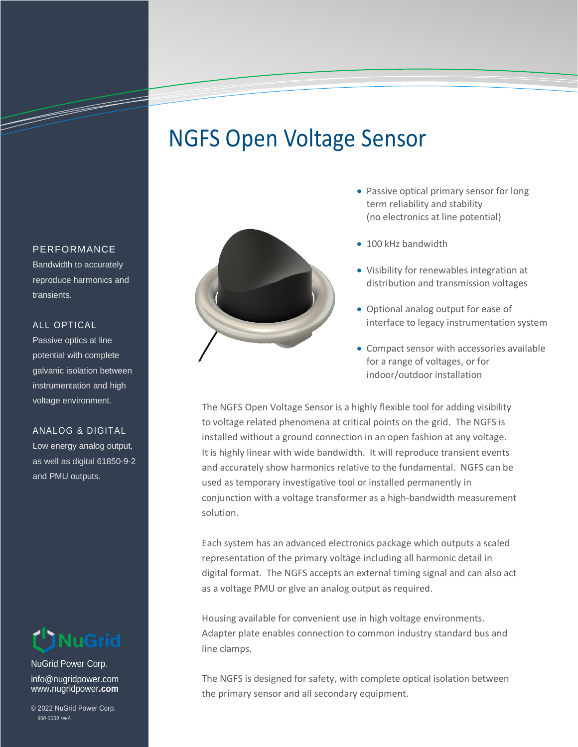# NGFS Open Voltage Sensor

- Passive optical primary sensor for long term reliability and stability (no electronics at line potential)
- 100 kHz bandwidth
- Visibility for renewables integration at distribution and transmission voltages
- Optional analog output for ease of interface to legacy instrumentation system
- Compact sensor with accessories available for a range of voltages, or for indoor/outdoor installation

The NGFS Open Voltage Sensor is a highly flexible tool for adding visibility to voltage related phenomena at critical points on the grid. The NGFS is installed without a ground connection in an open fashion at any voltage. It is highly linear with wide bandwidth. It will reproduce transient events and accurately show harmonics relative to the fundamental. NGFS can be used as temporary investigative tool or installed permanently in conjunction with a voltage transformer as a high-bandwidth measurement solution.

Each system has an advanced electronics package which outputs a scaled representation of the primary voltage including all harmonic detail in digital format. The NGFS accepts an external timing signal and can also act as a voltage PMU or give an analog output as required.

Housing available for convenient use in high voltage environments. Adapter plate enables connection to common industry standard bus and line clamps.

The NGFS is designed for safety, with complete optical isolation between the primary sensor and all secondary equipment.

### PERFORMANCE

Bandwidth to accurately reproduce harmonics and transients.

### ALL OPTICAL

Passive optics at line potential with complete galvanic isolation between instrumentation and high voltage environment.

### ANALOG & DIGITAL

Low energy analog output, as well as digital 61850-9-2 and PMU outputs.

NuGrid

NuGrid Power Corp.
info@nugridpower.com
www.nugridpower.**com**

© 2022 NuGrid Power Corp.
*900-0059 revA*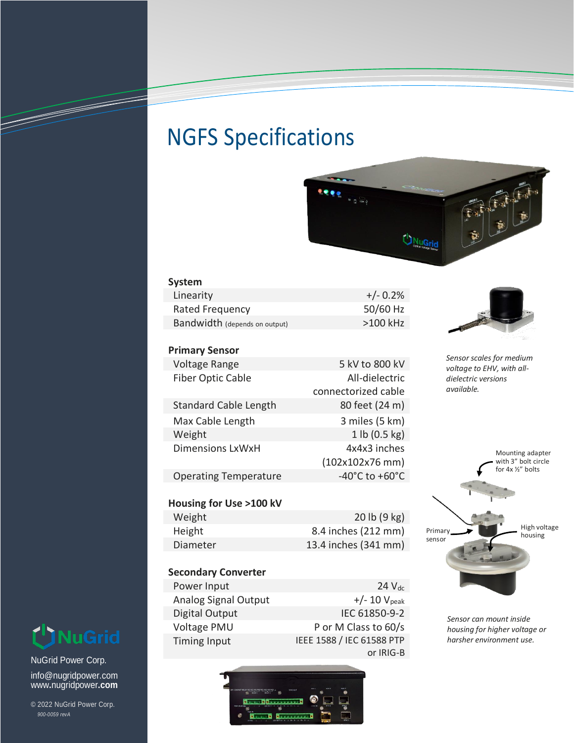# NGFS Specifications

### System

| | |
|---|---|
| Linearity | +/- 0.2% |
| Rated Frequency | 50/60 Hz |
| Bandwidth (depends on output) | >100 kHz |

### Primary Sensor

| | |
|---|---|
| Voltage Range | 5 kV to 800 kV |
| Fiber Optic Cable | All-dielectric connectorized cable |
| Standard Cable Length | 80 feet (24 m) |
| Max Cable Length | 3 miles (5 km) |
| Weight | 1 lb (0.5 kg) |
| Dimensions LxWxH | 4x4x3 inches (102x102x76 mm) |
| Operating Temperature | -40°C to +60°C |

*Sensor scales for medium voltage to EHV, with all-dielectric versions available.*

### Housing for Use >100 kV

| | |
|---|---|
| Weight | 20 lb (9 kg) |
| Height | 8.4 inches (212 mm) |
| Diameter | 13.4 inches (341 mm) |

Mounting adapter with 3” bolt circle for 4x ½” bolts

Primary sensor

High voltage housing

*Sensor can mount inside housing for higher voltage or harsher environment use.*

### Secondary Converter

| | |
|---|---|
| Power Input | 24 $V_{dc}$ |
| Analog Signal Output | +/- 10 $V_{peak}$ |
| Digital Output | IEC 61850-9-2 |
| Voltage PMU | P or M Class to 60/s |
| Timing Input | IEEE 1588 / IEC 61588 PTP or IRIG-B |

NuGrid

NuGrid Power Corp.

info@nugridpower.com
www.nugridpower.com

© 2022 NuGrid Power Corp.

*900-0059 revA*